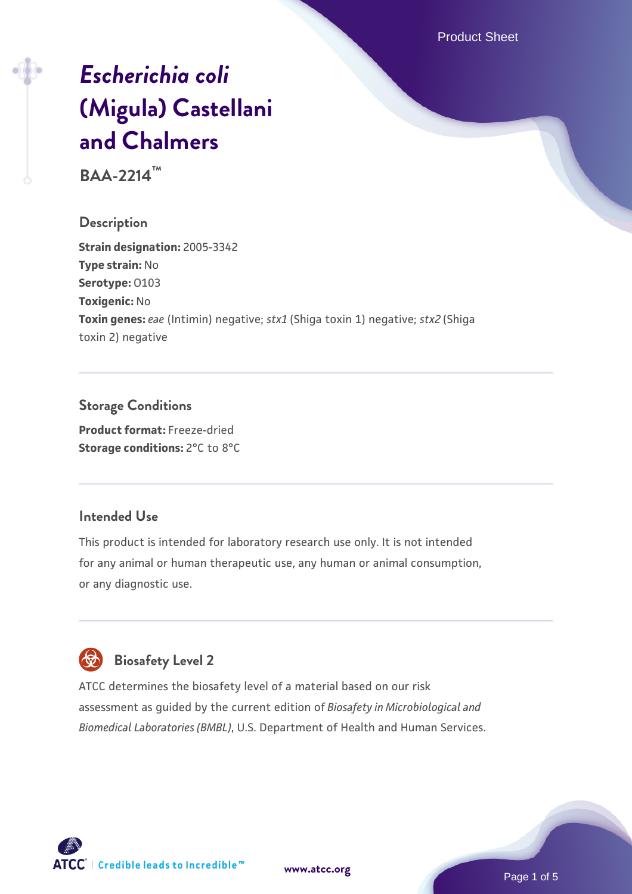# *Escherichia coli* (Migula) Castellani and Chalmers

**BAA-2214™**

## Description

**Strain designation:** 2005-3342
**Type strain:** No
**Serotype:** O103
**Toxigenic:** No
**Toxin genes:** *eae* (Intimin) negative; *stx1* (Shiga toxin 1) negative; *stx2* (Shiga toxin 2) negative

## Storage Conditions

**Product format:** Freeze-dried
**Storage conditions:** 2°C to 8°C

## Intended Use

This product is intended for laboratory research use only. It is not intended for any animal or human therapeutic use, any human or animal consumption, or any diagnostic use.

## Biosafety Level 2

ATCC determines the biosafety level of a material based on our risk assessment as guided by the current edition of *Biosafety in Microbiological and Biomedical Laboratories (BMBL)*, U.S. Department of Health and Human Services.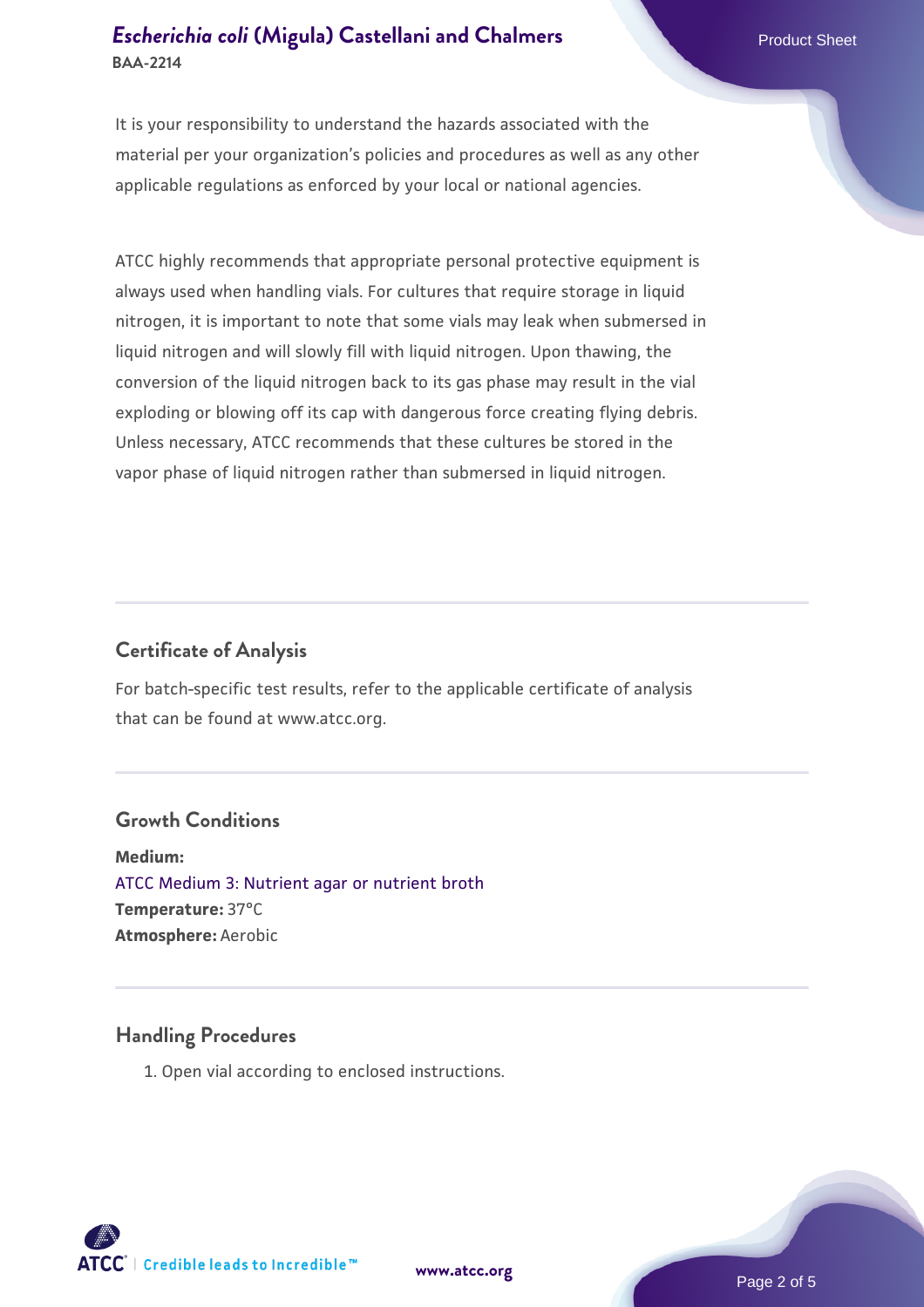It is your responsibility to understand the hazards associated with the material per your organization's policies and procedures as well as any other applicable regulations as enforced by your local or national agencies.

ATCC highly recommends that appropriate personal protective equipment is always used when handling vials. For cultures that require storage in liquid nitrogen, it is important to note that some vials may leak when submersed in liquid nitrogen and will slowly fill with liquid nitrogen. Upon thawing, the conversion of the liquid nitrogen back to its gas phase may result in the vial exploding or blowing off its cap with dangerous force creating flying debris. Unless necessary, ATCC recommends that these cultures be stored in the vapor phase of liquid nitrogen rather than submersed in liquid nitrogen.

## Certificate of Analysis

For batch-specific test results, refer to the applicable certificate of analysis that can be found at www.atcc.org.

## Growth Conditions

**Medium:**
ATCC Medium 3: Nutrient agar or nutrient broth
**Temperature:** 37°C
**Atmosphere:** Aerobic

## Handling Procedures

1. Open vial according to enclosed instructions.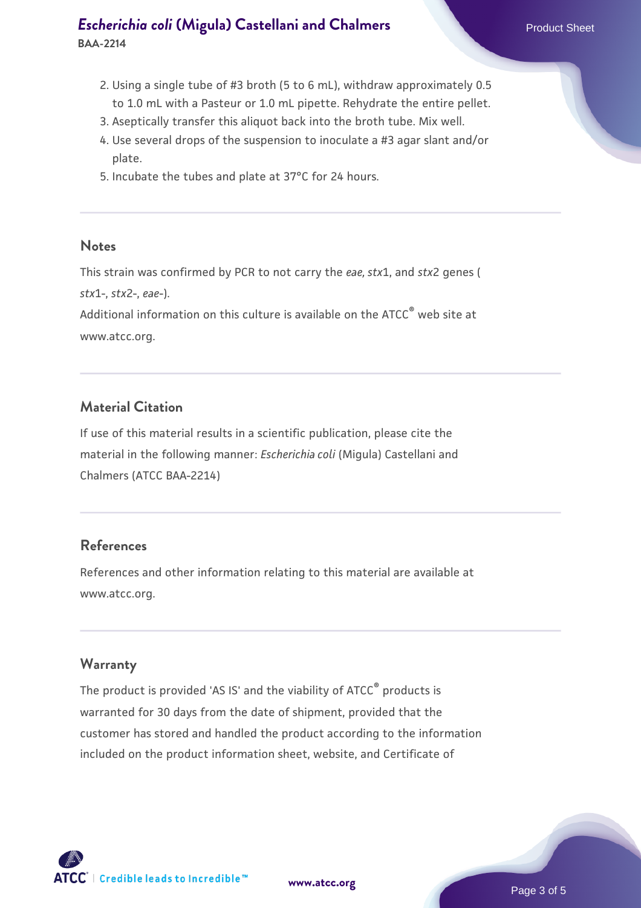2. Using a single tube of #3 broth (5 to 6 mL), withdraw approximately 0.5 to 1.0 mL with a Pasteur or 1.0 mL pipette. Rehydrate the entire pellet.
3. Aseptically transfer this aliquot back into the broth tube. Mix well.
4. Use several drops of the suspension to inoculate a #3 agar slant and/or plate.
5. Incubate the tubes and plate at 37°C for 24 hours.

## Notes

This strain was confirmed by PCR to not carry the *eae*, *stx*1, and *stx*2 genes ( *stx*1-, *stx*2-, *eae*-).

Additional information on this culture is available on the ATCC® web site at www.atcc.org.

## Material Citation

If use of this material results in a scientific publication, please cite the material in the following manner: *Escherichia coli* (Migula) Castellani and Chalmers (ATCC BAA-2214)

## References

References and other information relating to this material are available at www.atcc.org.

## Warranty

The product is provided 'AS IS' and the viability of ATCC® products is warranted for 30 days from the date of shipment, provided that the customer has stored and handled the product according to the information included on the product information sheet, website, and Certificate of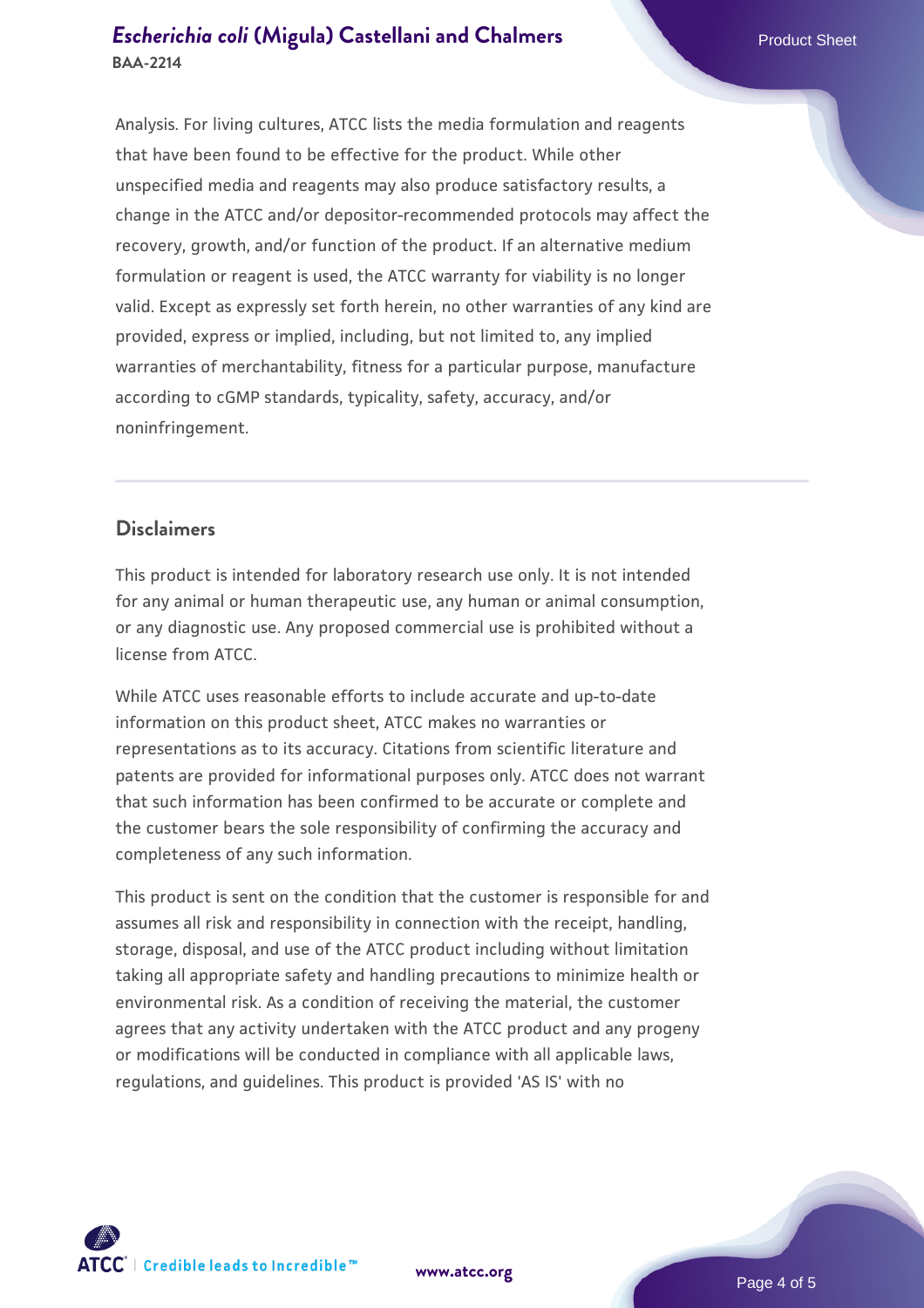Analysis. For living cultures, ATCC lists the media formulation and reagents that have been found to be effective for the product. While other unspecified media and reagents may also produce satisfactory results, a change in the ATCC and/or depositor-recommended protocols may affect the recovery, growth, and/or function of the product. If an alternative medium formulation or reagent is used, the ATCC warranty for viability is no longer valid. Except as expressly set forth herein, no other warranties of any kind are provided, express or implied, including, but not limited to, any implied warranties of merchantability, fitness for a particular purpose, manufacture according to cGMP standards, typicality, safety, accuracy, and/or noninfringement.

## Disclaimers

This product is intended for laboratory research use only. It is not intended for any animal or human therapeutic use, any human or animal consumption, or any diagnostic use. Any proposed commercial use is prohibited without a license from ATCC.

While ATCC uses reasonable efforts to include accurate and up-to-date information on this product sheet, ATCC makes no warranties or representations as to its accuracy. Citations from scientific literature and patents are provided for informational purposes only. ATCC does not warrant that such information has been confirmed to be accurate or complete and the customer bears the sole responsibility of confirming the accuracy and completeness of any such information.

This product is sent on the condition that the customer is responsible for and assumes all risk and responsibility in connection with the receipt, handling, storage, disposal, and use of the ATCC product including without limitation taking all appropriate safety and handling precautions to minimize health or environmental risk. As a condition of receiving the material, the customer agrees that any activity undertaken with the ATCC product and any progeny or modifications will be conducted in compliance with all applicable laws, regulations, and guidelines. This product is provided 'AS IS' with no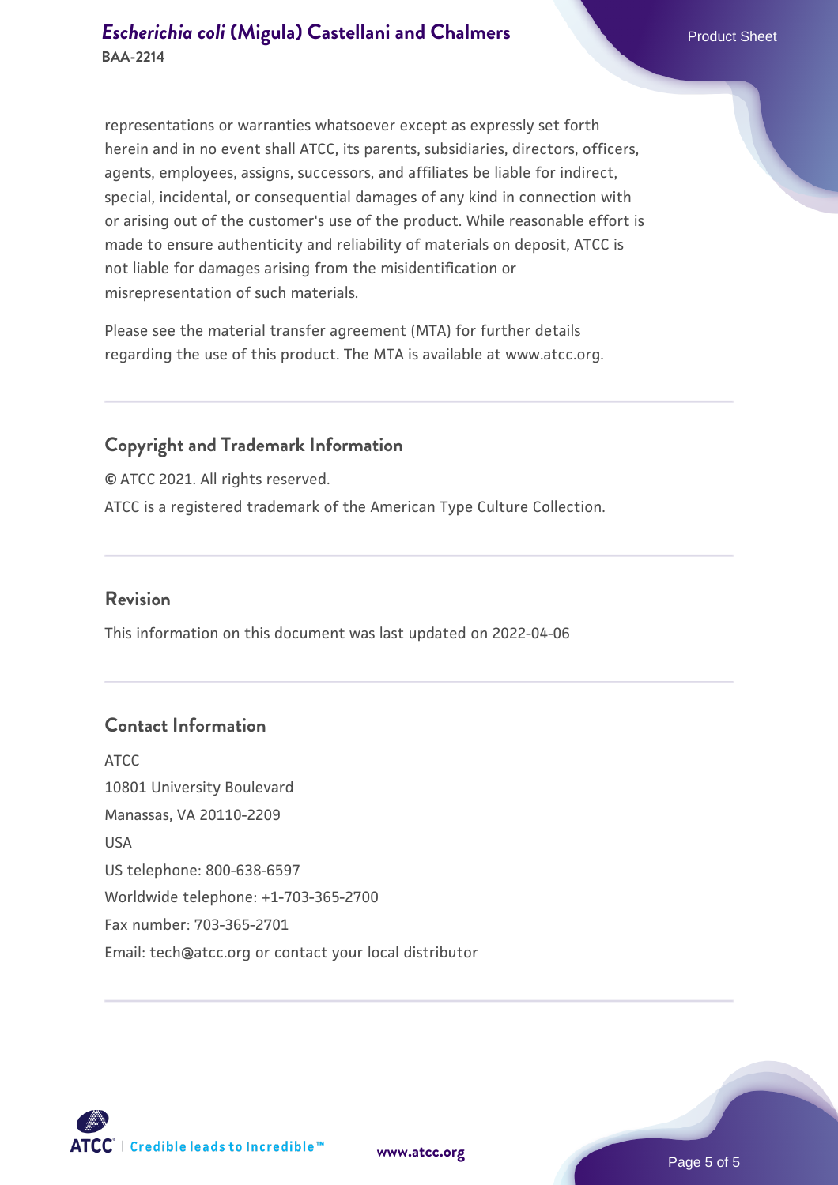representations or warranties whatsoever except as expressly set forth herein and in no event shall ATCC, its parents, subsidiaries, directors, officers, agents, employees, assigns, successors, and affiliates be liable for indirect, special, incidental, or consequential damages of any kind in connection with or arising out of the customer's use of the product. While reasonable effort is made to ensure authenticity and reliability of materials on deposit, ATCC is not liable for damages arising from the misidentification or misrepresentation of such materials.

Please see the material transfer agreement (MTA) for further details regarding the use of this product. The MTA is available at www.atcc.org.

## Copyright and Trademark Information

© ATCC 2021. All rights reserved.

ATCC is a registered trademark of the American Type Culture Collection.

## Revision

This information on this document was last updated on 2022-04-06

## Contact Information

ATCC
10801 University Boulevard
Manassas, VA 20110-2209
USA
US telephone: 800-638-6597
Worldwide telephone: +1-703-365-2700
Fax number: 703-365-2701
Email: tech@atcc.org or contact your local distributor